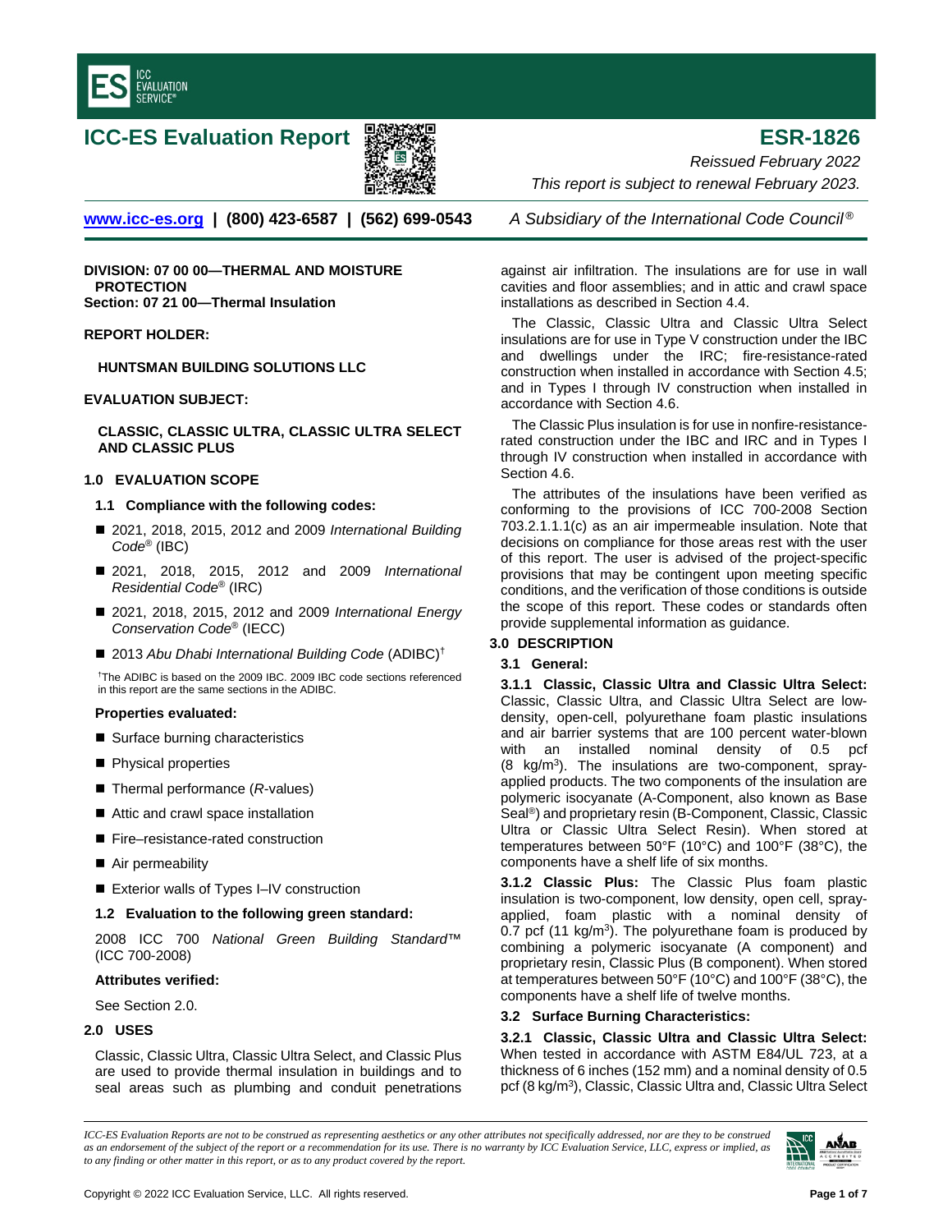# ICC-ES Evaluation Report

# ESR-1826

*Reissued February 2022*

*This report is subject to renewal February 2023.*

www.icc-es.org | (800) 423-6587 | (562) 699-0543 *A Subsidiary of the International Code Council®*

**DIVISION: 07 00 00—THERMAL AND MOISTURE PROTECTION**
**Section: 07 21 00—Thermal Insulation**

**REPORT HOLDER:**

**HUNTSMAN BUILDING SOLUTIONS LLC**

**EVALUATION SUBJECT:**

**CLASSIC, CLASSIC ULTRA, CLASSIC ULTRA SELECT AND CLASSIC PLUS**

## 1.0 EVALUATION SCOPE

### 1.1 Compliance with the following codes:

- 2021, 2018, 2015, 2012 and 2009 *International Building Code®* (IBC)
- 2021, 2018, 2015, 2012 and 2009 *International Residential Code®* (IRC)
- 2021, 2018, 2015, 2012 and 2009 *International Energy Conservation Code®* (IECC)
- 2013 *Abu Dhabi International Building Code* (ADIBC)†

†The ADIBC is based on the 2009 IBC. 2009 IBC code sections referenced in this report are the same sections in the ADIBC.

**Properties evaluated:**

- Surface burning characteristics
- Physical properties
- Thermal performance (*R*-values)
- Attic and crawl space installation
- Fire–resistance-rated construction
- Air permeability
- Exterior walls of Types I–IV construction

### 1.2 Evaluation to the following green standard:

2008 ICC 700 *National Green Building Standard™* (ICC 700-2008)

**Attributes verified:**

See Section 2.0.

## 2.0 USES

Classic, Classic Ultra, Classic Ultra Select, and Classic Plus are used to provide thermal insulation in buildings and to seal areas such as plumbing and conduit penetrations against air infiltration. The insulations are for use in wall cavities and floor assemblies; and in attic and crawl space installations as described in Section 4.4.

The Classic, Classic Ultra and Classic Ultra Select insulations are for use in Type V construction under the IBC and dwellings under the IRC; fire-resistance-rated construction when installed in accordance with Section 4.5; and in Types I through IV construction when installed in accordance with Section 4.6.

The Classic Plus insulation is for use in nonfire-resistance-rated construction under the IBC and IRC and in Types I through IV construction when installed in accordance with Section 4.6.

The attributes of the insulations have been verified as conforming to the provisions of ICC 700-2008 Section 703.2.1.1.1(c) as an air impermeable insulation. Note that decisions on compliance for those areas rest with the user of this report. The user is advised of the project-specific provisions that may be contingent upon meeting specific conditions, and the verification of those conditions is outside the scope of this report. These codes or standards often provide supplemental information as guidance.

## 3.0 DESCRIPTION

### 3.1 General:

**3.1.1 Classic, Classic Ultra and Classic Ultra Select:** Classic, Classic Ultra, and Classic Ultra Select are low-density, open-cell, polyurethane foam plastic insulations and air barrier systems that are 100 percent water-blown with an installed nominal density of 0.5 pcf (8 kg/m$^3$). The insulations are two-component, spray-applied products. The two components of the insulation are polymeric isocyanate (A-Component, also known as Base Seal®) and proprietary resin (B-Component, Classic, Classic Ultra or Classic Ultra Select Resin). When stored at temperatures between 50°F (10°C) and 100°F (38°C), the components have a shelf life of six months.

**3.1.2 Classic Plus:** The Classic Plus foam plastic insulation is two-component, low density, open cell, spray-applied, foam plastic with a nominal density of 0.7 pcf (11 kg/m$^3$). The polyurethane foam is produced by combining a polymeric isocyanate (A component) and proprietary resin, Classic Plus (B component). When stored at temperatures between 50°F (10°C) and 100°F (38°C), the components have a shelf life of twelve months.

### 3.2 Surface Burning Characteristics:

**3.2.1 Classic, Classic Ultra and Classic Ultra Select:** When tested in accordance with ASTM E84/UL 723, at a thickness of 6 inches (152 mm) and a nominal density of 0.5 pcf (8 kg/m$^3$), Classic, Classic Ultra and, Classic Ultra Select

*ICC-ES Evaluation Reports are not to be construed as representing aesthetics or any other attributes not specifically addressed, nor are they to be construed as an endorsement of the subject of the report or a recommendation for its use. There is no warranty by ICC Evaluation Service, LLC, express or implied, as to any finding or other matter in this report, or as to any product covered by the report.*

Copyright © 2022 ICC Evaluation Service, LLC. All rights reserved.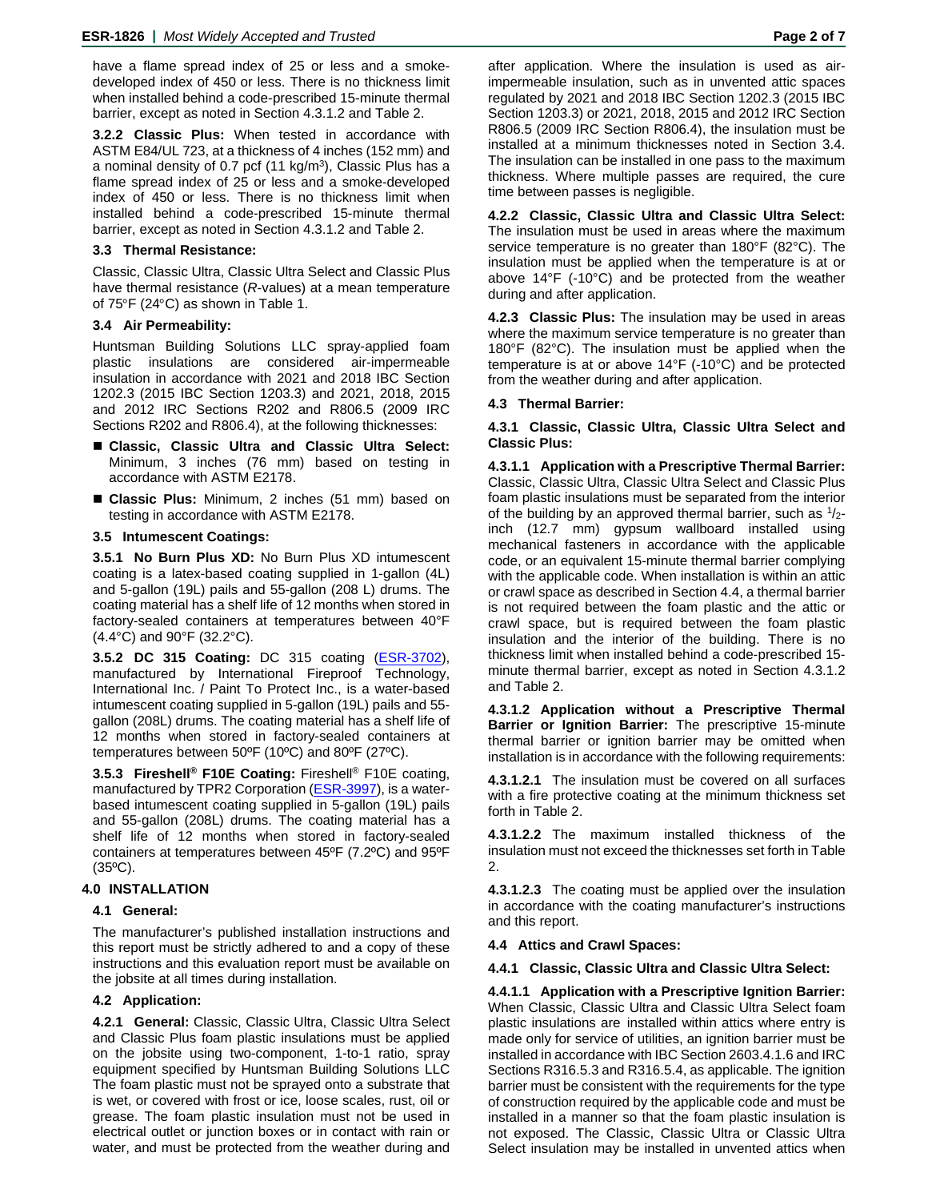have a flame spread index of 25 or less and a smoke-developed index of 450 or less. There is no thickness limit when installed behind a code-prescribed 15-minute thermal barrier, except as noted in Section 4.3.1.2 and Table 2.

**3.2.2 Classic Plus:** When tested in accordance with ASTM E84/UL 723, at a thickness of 4 inches (152 mm) and a nominal density of 0.7 pcf (11 kg/m$^3$), Classic Plus has a flame spread index of 25 or less and a smoke-developed index of 450 or less. There is no thickness limit when installed behind a code-prescribed 15-minute thermal barrier, except as noted in Section 4.3.1.2 and Table 2.

### 3.3 Thermal Resistance:

Classic, Classic Ultra, Classic Ultra Select and Classic Plus have thermal resistance (*R*-values) at a mean temperature of 75°F (24°C) as shown in Table 1.

### 3.4 Air Permeability:

Huntsman Building Solutions LLC spray-applied foam plastic insulations are considered air-impermeable insulation in accordance with 2021 and 2018 IBC Section 1202.3 (2015 IBC Section 1203.3) and 2021, 2018, 2015 and 2012 IRC Sections R202 and R806.5 (2009 IRC Sections R202 and R806.4), at the following thicknesses:

- **Classic, Classic Ultra and Classic Ultra Select:** Minimum, 3 inches (76 mm) based on testing in accordance with ASTM E2178.
- **Classic Plus:** Minimum, 2 inches (51 mm) based on testing in accordance with ASTM E2178.

### 3.5 Intumescent Coatings:

**3.5.1 No Burn Plus XD:** No Burn Plus XD intumescent coating is a latex-based coating supplied in 1-gallon (4L) and 5-gallon (19L) pails and 55-gallon (208 L) drums. The coating material has a shelf life of 12 months when stored in factory-sealed containers at temperatures between 40°F (4.4°C) and 90°F (32.2°C).

**3.5.2 DC 315 Coating:** DC 315 coating (ESR-3702), manufactured by International Fireproof Technology, International Inc. / Paint To Protect Inc., is a water-based intumescent coating supplied in 5-gallon (19L) pails and 55-gallon (208L) drums. The coating material has a shelf life of 12 months when stored in factory-sealed containers at temperatures between 50ºF (10ºC) and 80ºF (27ºC).

**3.5.3 Fireshell® F10E Coating:** Fireshell® F10E coating, manufactured by TPR2 Corporation (ESR-3997), is a water-based intumescent coating supplied in 5-gallon (19L) pails and 55-gallon (208L) drums. The coating material has a shelf life of 12 months when stored in factory-sealed containers at temperatures between 45ºF (7.2ºC) and 95ºF (35ºC).

## 4.0 INSTALLATION

### 4.1 General:

The manufacturer's published installation instructions and this report must be strictly adhered to and a copy of these instructions and this evaluation report must be available on the jobsite at all times during installation.

### 4.2 Application:

**4.2.1 General:** Classic, Classic Ultra, Classic Ultra Select and Classic Plus foam plastic insulations must be applied on the jobsite using two-component, 1-to-1 ratio, spray equipment specified by Huntsman Building Solutions LLC The foam plastic must not be sprayed onto a substrate that is wet, or covered with frost or ice, loose scales, rust, oil or grease. The foam plastic insulation must not be used in electrical outlet or junction boxes or in contact with rain or water, and must be protected from the weather during and after application. Where the insulation is used as air-impermeable insulation, such as in unvented attic spaces regulated by 2021 and 2018 IBC Section 1202.3 (2015 IBC Section 1203.3) or 2021, 2018, 2015 and 2012 IRC Section R806.5 (2009 IRC Section R806.4), the insulation must be installed at a minimum thicknesses noted in Section 3.4. The insulation can be installed in one pass to the maximum thickness. Where multiple passes are required, the cure time between passes is negligible.

**4.2.2 Classic, Classic Ultra and Classic Ultra Select:** The insulation must be used in areas where the maximum service temperature is no greater than 180°F (82°C). The insulation must be applied when the temperature is at or above 14°F (-10°C) and be protected from the weather during and after application.

**4.2.3 Classic Plus:** The insulation may be used in areas where the maximum service temperature is no greater than 180°F (82°C). The insulation must be applied when the temperature is at or above 14°F (-10°C) and be protected from the weather during and after application.

### 4.3 Thermal Barrier:

**4.3.1 Classic, Classic Ultra, Classic Ultra Select and Classic Plus:**

**4.3.1.1 Application with a Prescriptive Thermal Barrier:** Classic, Classic Ultra, Classic Ultra Select and Classic Plus foam plastic insulations must be separated from the interior of the building by an approved thermal barrier, such as $^1/_2$-inch (12.7 mm) gypsum wallboard installed using mechanical fasteners in accordance with the applicable code, or an equivalent 15-minute thermal barrier complying with the applicable code. When installation is within an attic or crawl space as described in Section 4.4, a thermal barrier is not required between the foam plastic and the attic or crawl space, but is required between the foam plastic insulation and the interior of the building. There is no thickness limit when installed behind a code-prescribed 15-minute thermal barrier, except as noted in Section 4.3.1.2 and Table 2.

**4.3.1.2 Application without a Prescriptive Thermal Barrier or Ignition Barrier:** The prescriptive 15-minute thermal barrier or ignition barrier may be omitted when installation is in accordance with the following requirements:

**4.3.1.2.1** The insulation must be covered on all surfaces with a fire protective coating at the minimum thickness set forth in Table 2.

**4.3.1.2.2** The maximum installed thickness of the insulation must not exceed the thicknesses set forth in Table 2.

**4.3.1.2.3** The coating must be applied over the insulation in accordance with the coating manufacturer's instructions and this report.

### 4.4 Attics and Crawl Spaces:

**4.4.1 Classic, Classic Ultra and Classic Ultra Select:**

**4.4.1.1 Application with a Prescriptive Ignition Barrier:** When Classic, Classic Ultra and Classic Ultra Select foam plastic insulations are installed within attics where entry is made only for service of utilities, an ignition barrier must be installed in accordance with IBC Section 2603.4.1.6 and IRC Sections R316.5.3 and R316.5.4, as applicable. The ignition barrier must be consistent with the requirements for the type of construction required by the applicable code and must be installed in a manner so that the foam plastic insulation is not exposed. The Classic, Classic Ultra or Classic Ultra Select insulation may be installed in unvented attics when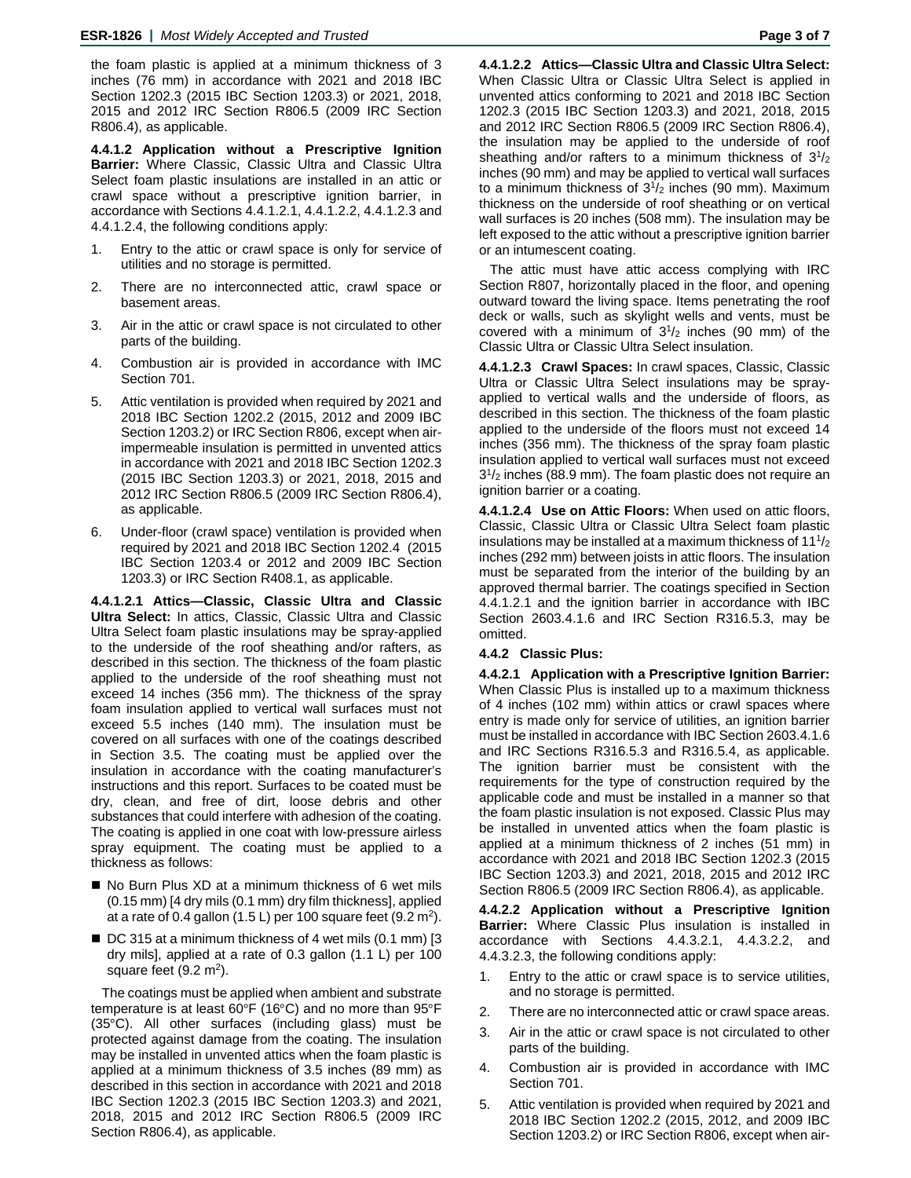the foam plastic is applied at a minimum thickness of 3 inches (76 mm) in accordance with 2021 and 2018 IBC Section 1202.3 (2015 IBC Section 1203.3) or 2021, 2018, 2015 and 2012 IRC Section R806.5 (2009 IRC Section R806.4), as applicable.

**4.4.1.2 Application without a Prescriptive Ignition Barrier:** Where Classic, Classic Ultra and Classic Ultra Select foam plastic insulations are installed in an attic or crawl space without a prescriptive ignition barrier, in accordance with Sections 4.4.1.2.1, 4.4.1.2.2, 4.4.1.2.3 and 4.4.1.2.4, the following conditions apply:

1. Entry to the attic or crawl space is only for service of utilities and no storage is permitted.
2. There are no interconnected attic, crawl space or basement areas.
3. Air in the attic or crawl space is not circulated to other parts of the building.
4. Combustion air is provided in accordance with IMC Section 701.
5. Attic ventilation is provided when required by 2021 and 2018 IBC Section 1202.2 (2015, 2012 and 2009 IBC Section 1203.2) or IRC Section R806, except when air-impermeable insulation is permitted in unvented attics in accordance with 2021 and 2018 IBC Section 1202.3 (2015 IBC Section 1203.3) or 2021, 2018, 2015 and 2012 IRC Section R806.5 (2009 IRC Section R806.4), as applicable.
6. Under-floor (crawl space) ventilation is provided when required by 2021 and 2018 IBC Section 1202.4 (2015 IBC Section 1203.4 or 2012 and 2009 IBC Section 1203.3) or IRC Section R408.1, as applicable.

**4.4.1.2.1 Attics—Classic, Classic Ultra and Classic Ultra Select:** In attics, Classic, Classic Ultra and Classic Ultra Select foam plastic insulations may be spray-applied to the underside of the roof sheathing and/or rafters, as described in this section. The thickness of the foam plastic applied to the underside of the roof sheathing must not exceed 14 inches (356 mm). The thickness of the spray foam insulation applied to vertical wall surfaces must not exceed 5.5 inches (140 mm). The insulation must be covered on all surfaces with one of the coatings described in Section 3.5. The coating must be applied over the insulation in accordance with the coating manufacturer's instructions and this report. Surfaces to be coated must be dry, clean, and free of dirt, loose debris and other substances that could interfere with adhesion of the coating. The coating is applied in one coat with low-pressure airless spray equipment. The coating must be applied to a thickness as follows:

- No Burn Plus XD at a minimum thickness of 6 wet mils (0.15 mm) [4 dry mils (0.1 mm) dry film thickness], applied at a rate of 0.4 gallon (1.5 L) per 100 square feet (9.2 m$^2$).
- DC 315 at a minimum thickness of 4 wet mils (0.1 mm) [3 dry mils], applied at a rate of 0.3 gallon (1.1 L) per 100 square feet (9.2 m$^2$).

The coatings must be applied when ambient and substrate temperature is at least 60°F (16°C) and no more than 95°F (35°C). All other surfaces (including glass) must be protected against damage from the coating. The insulation may be installed in unvented attics when the foam plastic is applied at a minimum thickness of 3.5 inches (89 mm) as described in this section in accordance with 2021 and 2018 IBC Section 1202.3 (2015 IBC Section 1203.3) and 2021, 2018, 2015 and 2012 IRC Section R806.5 (2009 IRC Section R806.4), as applicable.

**4.4.1.2.2 Attics—Classic Ultra and Classic Ultra Select:** When Classic Ultra or Classic Ultra Select is applied in unvented attics conforming to 2021 and 2018 IBC Section 1202.3 (2015 IBC Section 1203.3) and 2021, 2018, 2015 and 2012 IRC Section R806.5 (2009 IRC Section R806.4), the insulation may be applied to the underside of roof sheathing and/or rafters to a minimum thickness of $3^1/_2$ inches (90 mm) and may be applied to vertical wall surfaces to a minimum thickness of $3^1/_2$ inches (90 mm). Maximum thickness on the underside of roof sheathing or on vertical wall surfaces is 20 inches (508 mm). The insulation may be left exposed to the attic without a prescriptive ignition barrier or an intumescent coating.

The attic must have attic access complying with IRC Section R807, horizontally placed in the floor, and opening outward toward the living space. Items penetrating the roof deck or walls, such as skylight wells and vents, must be covered with a minimum of $3^1/_2$ inches (90 mm) of the Classic Ultra or Classic Ultra Select insulation.

**4.4.1.2.3 Crawl Spaces:** In crawl spaces, Classic, Classic Ultra or Classic Ultra Select insulations may be spray-applied to vertical walls and the underside of floors, as described in this section. The thickness of the foam plastic applied to the underside of the floors must not exceed 14 inches (356 mm). The thickness of the spray foam plastic insulation applied to vertical wall surfaces must not exceed $3^1/_2$ inches (88.9 mm). The foam plastic does not require an ignition barrier or a coating.

**4.4.1.2.4 Use on Attic Floors:** When used on attic floors, Classic, Classic Ultra or Classic Ultra Select foam plastic insulations may be installed at a maximum thickness of $11^1/_2$ inches (292 mm) between joists in attic floors. The insulation must be separated from the interior of the building by an approved thermal barrier. The coatings specified in Section 4.4.1.2.1 and the ignition barrier in accordance with IBC Section 2603.4.1.6 and IRC Section R316.5.3, may be omitted.

**4.4.2 Classic Plus:**

**4.4.2.1 Application with a Prescriptive Ignition Barrier:** When Classic Plus is installed up to a maximum thickness of 4 inches (102 mm) within attics or crawl spaces where entry is made only for service of utilities, an ignition barrier must be installed in accordance with IBC Section 2603.4.1.6 and IRC Sections R316.5.3 and R316.5.4, as applicable. The ignition barrier must be consistent with the requirements for the type of construction required by the applicable code and must be installed in a manner so that the foam plastic insulation is not exposed. Classic Plus may be installed in unvented attics when the foam plastic is applied at a minimum thickness of 2 inches (51 mm) in accordance with 2021 and 2018 IBC Section 1202.3 (2015 IBC Section 1203.3) and 2021, 2018, 2015 and 2012 IRC Section R806.5 (2009 IRC Section R806.4), as applicable.

**4.4.2.2 Application without a Prescriptive Ignition Barrier:** Where Classic Plus insulation is installed in accordance with Sections 4.4.3.2.1, 4.4.3.2.2, and 4.4.3.2.3, the following conditions apply:

1. Entry to the attic or crawl space is to service utilities, and no storage is permitted.
2. There are no interconnected attic or crawl space areas.
3. Air in the attic or crawl space is not circulated to other parts of the building.
4. Combustion air is provided in accordance with IMC Section 701.
5. Attic ventilation is provided when required by 2021 and 2018 IBC Section 1202.2 (2015, 2012, and 2009 IBC Section 1203.2) or IRC Section R806, except when air-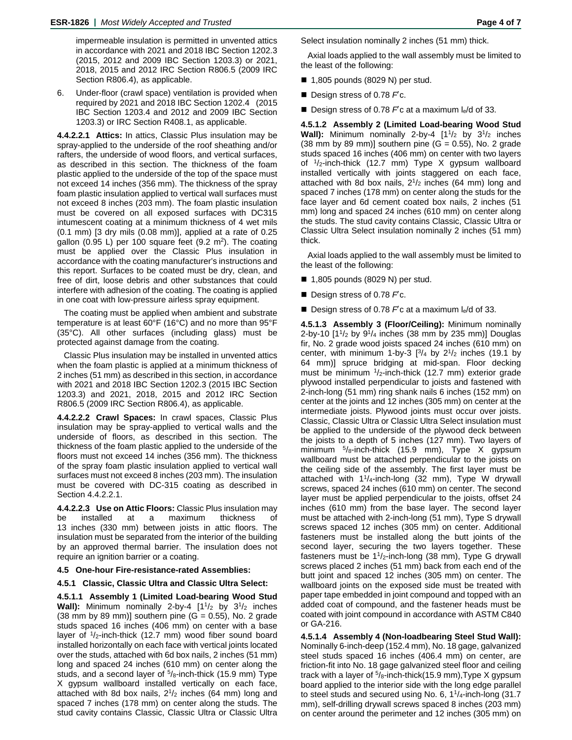impermeable insulation is permitted in unvented attics in accordance with 2021 and 2018 IBC Section 1202.3 (2015, 2012 and 2009 IBC Section 1203.3) or 2021, 2018, 2015 and 2012 IRC Section R806.5 (2009 IRC Section R806.4), as applicable.

6. Under-floor (crawl space) ventilation is provided when required by 2021 and 2018 IBC Section 1202.4 (2015 IBC Section 1203.4 and 2012 and 2009 IBC Section 1203.3) or IRC Section R408.1, as applicable.

**4.4.2.2.1 Attics:** In attics, Classic Plus insulation may be spray-applied to the underside of the roof sheathing and/or rafters, the underside of wood floors, and vertical surfaces, as described in this section. The thickness of the foam plastic applied to the underside of the top of the space must not exceed 14 inches (356 mm). The thickness of the spray foam plastic insulation applied to vertical wall surfaces must not exceed 8 inches (203 mm). The foam plastic insulation must be covered on all exposed surfaces with DC315 intumescent coating at a minimum thickness of 4 wet mils (0.1 mm) [3 dry mils (0.08 mm)], applied at a rate of 0.25 gallon (0.95 L) per 100 square feet (9.2 m$^2$). The coating must be applied over the Classic Plus insulation in accordance with the coating manufacturer's instructions and this report. Surfaces to be coated must be dry, clean, and free of dirt, loose debris and other substances that could interfere with adhesion of the coating. The coating is applied in one coat with low-pressure airless spray equipment.

The coating must be applied when ambient and substrate temperature is at least 60°F (16°C) and no more than 95°F (35°C). All other surfaces (including glass) must be protected against damage from the coating.

Classic Plus insulation may be installed in unvented attics when the foam plastic is applied at a minimum thickness of 2 inches (51 mm) as described in this section, in accordance with 2021 and 2018 IBC Section 1202.3 (2015 IBC Section 1203.3) and 2021, 2018, 2015 and 2012 IRC Section R806.5 (2009 IRC Section R806.4), as applicable.

**4.4.2.2.2 Crawl Spaces:** In crawl spaces, Classic Plus insulation may be spray-applied to vertical walls and the underside of floors, as described in this section. The thickness of the foam plastic applied to the underside of the floors must not exceed 14 inches (356 mm). The thickness of the spray foam plastic insulation applied to vertical wall surfaces must not exceed 8 inches (203 mm). The insulation must be covered with DC-315 coating as described in Section 4.4.2.2.1.

**4.4.2.2.3 Use on Attic Floors:** Classic Plus insulation may be installed at a maximum thickness of 13 inches (330 mm) between joists in attic floors. The insulation must be separated from the interior of the building by an approved thermal barrier. The insulation does not require an ignition barrier or a coating.

**4.5 One-hour Fire-resistance-rated Assemblies:**

**4.5.1 Classic, Classic Ultra and Classic Ultra Select:**

**4.5.1.1 Assembly 1 (Limited Load-bearing Wood Stud Wall):** Minimum nominally 2-by-4 [1$^1/_2$ by 3$^1/_2$ inches (38 mm by 89 mm)] southern pine (G = 0.55), No. 2 grade studs spaced 16 inches (406 mm) on center with a base layer of $^1/_2$-inch-thick (12.7 mm) wood fiber sound board installed horizontally on each face with vertical joints located over the studs, attached with 6d box nails, 2 inches (51 mm) long and spaced 24 inches (610 mm) on center along the studs, and a second layer of $^5/_8$-inch-thick (15.9 mm) Type X gypsum wallboard installed vertically on each face, attached with 8d box nails, 2$^1/_2$ inches (64 mm) long and spaced 7 inches (178 mm) on center along the studs. The stud cavity contains Classic, Classic Ultra or Classic Ultra Select insulation nominally 2 inches (51 mm) thick.

Axial loads applied to the wall assembly must be limited to the least of the following:

- 1,805 pounds (8029 N) per stud.
- Design stress of 0.78 $F'c$.
- Design stress of 0.78 $F'c$ at a maximum $l_e/d$ of 33.

**4.5.1.2 Assembly 2 (Limited Load-bearing Wood Stud Wall):** Minimum nominally 2-by-4 [1$^1/_2$ by 3$^1/_2$ inches (38 mm by 89 mm)] southern pine (G = 0.55), No. 2 grade studs spaced 16 inches (406 mm) on center with two layers of $^1/_2$-inch-thick (12.7 mm) Type X gypsum wallboard installed vertically with joints staggered on each face, attached with 8d box nails, 2$^1/_2$ inches (64 mm) long and spaced 7 inches (178 mm) on center along the studs for the face layer and 6d cement coated box nails, 2 inches (51 mm) long and spaced 24 inches (610 mm) on center along the studs. The stud cavity contains Classic, Classic Ultra or Classic Ultra Select insulation nominally 2 inches (51 mm) thick.

Axial loads applied to the wall assembly must be limited to the least of the following:

- 1,805 pounds (8029 N) per stud.
- Design stress of 0.78 $F'c$.
- Design stress of 0.78 $F'c$ at a maximum $l_e/d$ of 33.

**4.5.1.3 Assembly 3 (Floor/Ceiling):** Minimum nominally 2-by-10 [1$^1/_2$ by 9$^1/_4$ inches (38 mm by 235 mm)] Douglas fir, No. 2 grade wood joists spaced 24 inches (610 mm) on center, with minimum 1-by-3 [$^3/_4$ by 2$^1/_2$ inches (19.1 by 64 mm)] spruce bridging at mid-span. Floor decking must be minimum $^1/_2$-inch-thick (12.7 mm) exterior grade plywood installed perpendicular to joists and fastened with 2-inch-long (51 mm) ring shank nails 6 inches (152 mm) on center at the joints and 12 inches (305 mm) on center at the intermediate joists. Plywood joints must occur over joists. Classic, Classic Ultra or Classic Ultra Select insulation must be applied to the underside of the plywood deck between the joists to a depth of 5 inches (127 mm). Two layers of minimum $^5/_8$-inch-thick (15.9 mm), Type X gypsum wallboard must be attached perpendicular to the joists on the ceiling side of the assembly. The first layer must be attached with 1$^1/_4$-inch-long (32 mm), Type W drywall screws, spaced 24 inches (610 mm) on center. The second layer must be applied perpendicular to the joists, offset 24 inches (610 mm) from the base layer. The second layer must be attached with 2-inch-long (51 mm), Type S drywall screws spaced 12 inches (305 mm) on center. Additional fasteners must be installed along the butt joints of the second layer, securing the two layers together. These fasteners must be 1$^1/_2$-inch-long (38 mm), Type G drywall screws placed 2 inches (51 mm) back from each end of the butt joint and spaced 12 inches (305 mm) on center. The wallboard joints on the exposed side must be treated with paper tape embedded in joint compound and topped with an added coat of compound, and the fastener heads must be coated with joint compound in accordance with ASTM C840 or GA-216.

**4.5.1.4 Assembly 4 (Non-loadbearing Steel Stud Wall):** Nominally 6-inch-deep (152.4 mm), No. 18 gage, galvanized steel studs spaced 16 inches (406.4 mm) on center, are friction-fit into No. 18 gage galvanized steel floor and ceiling track with a layer of $^5/_8$-inch-thick(15.9 mm),Type X gypsum board applied to the interior side with the long edge parallel to steel studs and secured using No. 6, 1$^1/_4$-inch-long (31.7 mm), self-drilling drywall screws spaced 8 inches (203 mm) on center around the perimeter and 12 inches (305 mm) on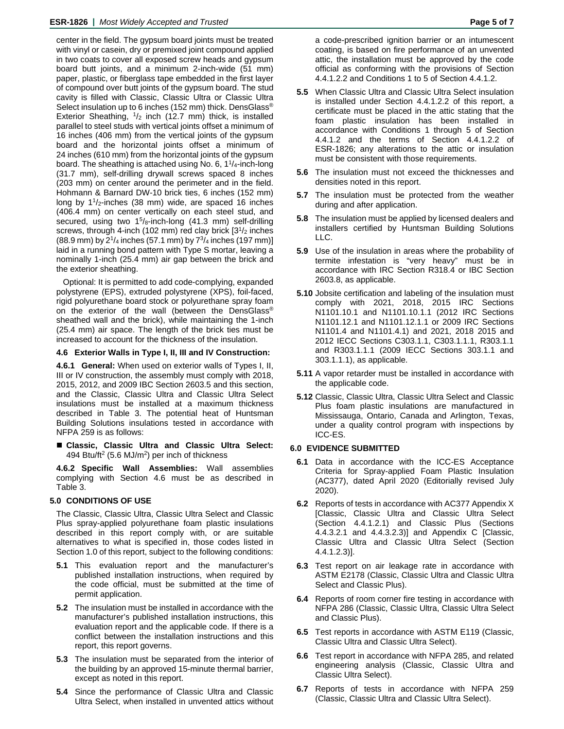center in the field. The gypsum board joints must be treated with vinyl or casein, dry or premixed joint compound applied in two coats to cover all exposed screw heads and gypsum board butt joints, and a minimum 2-inch-wide (51 mm) paper, plastic, or fiberglass tape embedded in the first layer of compound over butt joints of the gypsum board. The stud cavity is filled with Classic, Classic Ultra or Classic Ultra Select insulation up to 6 inches (152 mm) thick. DensGlass® Exterior Sheathing, $^{1}/_{2}$ inch (12.7 mm) thick, is installed parallel to steel studs with vertical joints offset a minimum of 16 inches (406 mm) from the vertical joints of the gypsum board and the horizontal joints offset a minimum of 24 inches (610 mm) from the horizontal joints of the gypsum board. The sheathing is attached using No. 6, 1$^{1}/_{4}$-inch-long (31.7 mm), self-drilling drywall screws spaced 8 inches (203 mm) on center around the perimeter and in the field. Hohmann & Barnard DW-10 brick ties, 6 inches (152 mm) long by 1$^{1}/_{2}$-inches (38 mm) wide, are spaced 16 inches (406.4 mm) on center vertically on each steel stud, and secured, using two 1$^{5}/_{8}$-inch-long (41.3 mm) self-drilling screws, through 4-inch (102 mm) red clay brick [3$^{1}/_{2}$ inches (88.9 mm) by 2$^{1}/_{4}$ inches (57.1 mm) by 7$^{3}/_{4}$ inches (197 mm)] laid in a running bond pattern with Type S mortar, leaving a nominally 1-inch (25.4 mm) air gap between the brick and the exterior sheathing.

Optional: It is permitted to add code-complying, expanded polystyrene (EPS), extruded polystyrene (XPS), foil-faced, rigid polyurethane board stock or polyurethane spray foam on the exterior of the wall (between the DensGlass® sheathed wall and the brick), while maintaining the 1-inch (25.4 mm) air space. The length of the brick ties must be increased to account for the thickness of the insulation.

### 4.6 Exterior Walls in Type I, II, III and IV Construction:

**4.6.1 General:** When used on exterior walls of Types I, II, III or IV construction, the assembly must comply with 2018, 2015, 2012, and 2009 IBC Section 2603.5 and this section, and the Classic, Classic Ultra and Classic Ultra Select insulations must be installed at a maximum thickness described in Table 3. The potential heat of Huntsman Building Solutions insulations tested in accordance with NFPA 259 is as follows:

- **Classic, Classic Ultra and Classic Ultra Select:** 494 Btu/ft$^2$ (5.6 MJ/m$^2$) per inch of thickness

**4.6.2 Specific Wall Assemblies:** Wall assemblies complying with Section 4.6 must be as described in Table 3.

## 5.0 CONDITIONS OF USE

The Classic, Classic Ultra, Classic Ultra Select and Classic Plus spray-applied polyurethane foam plastic insulations described in this report comply with, or are suitable alternatives to what is specified in, those codes listed in Section 1.0 of this report, subject to the following conditions:

**5.1** This evaluation report and the manufacturer's published installation instructions, when required by the code official, must be submitted at the time of permit application.

**5.2** The insulation must be installed in accordance with the manufacturer's published installation instructions, this evaluation report and the applicable code. If there is a conflict between the installation instructions and this report, this report governs.

**5.3** The insulation must be separated from the interior of the building by an approved 15-minute thermal barrier, except as noted in this report.

**5.4** Since the performance of Classic Ultra and Classic Ultra Select, when installed in unvented attics without a code-prescribed ignition barrier or an intumescent coating, is based on fire performance of an unvented attic, the installation must be approved by the code official as conforming with the provisions of Section 4.4.1.2.2 and Conditions 1 to 5 of Section 4.4.1.2.

**5.5** When Classic Ultra and Classic Ultra Select insulation is installed under Section 4.4.1.2.2 of this report, a certificate must be placed in the attic stating that the foam plastic insulation has been installed in accordance with Conditions 1 through 5 of Section 4.4.1.2 and the terms of Section 4.4.1.2.2 of ESR-1826; any alterations to the attic or insulation must be consistent with those requirements.

**5.6** The insulation must not exceed the thicknesses and densities noted in this report.

**5.7** The insulation must be protected from the weather during and after application.

**5.8** The insulation must be applied by licensed dealers and installers certified by Huntsman Building Solutions LLC.

**5.9** Use of the insulation in areas where the probability of termite infestation is "very heavy" must be in accordance with IRC Section R318.4 or IBC Section 2603.8, as applicable.

**5.10** Jobsite certification and labeling of the insulation must comply with 2021, 2018, 2015 IRC Sections N1101.10.1 and N1101.10.1.1 (2012 IRC Sections N1101.12.1 and N1101.12.1.1 or 2009 IRC Sections N1101.4 and N1101.4.1) and 2021, 2018 2015 and 2012 IECC Sections C303.1.1, C303.1.1.1, R303.1.1 and R303.1.1.1 (2009 IECC Sections 303.1.1 and 303.1.1.1), as applicable.

**5.11** A vapor retarder must be installed in accordance with the applicable code.

**5.12** Classic, Classic Ultra, Classic Ultra Select and Classic Plus foam plastic insulations are manufactured in Mississauga, Ontario, Canada and Arlington, Texas, under a quality control program with inspections by ICC-ES.

## 6.0 EVIDENCE SUBMITTED

**6.1** Data in accordance with the ICC-ES Acceptance Criteria for Spray-applied Foam Plastic Insulation (AC377), dated April 2020 (Editorially revised July 2020).

**6.2** Reports of tests in accordance with AC377 Appendix X [Classic, Classic Ultra and Classic Ultra Select (Section 4.4.1.2.1) and Classic Plus (Sections 4.4.3.2.1 and 4.4.3.2.3)] and Appendix C [Classic, Classic Ultra and Classic Ultra Select (Section 4.4.1.2.3)].

**6.3** Test report on air leakage rate in accordance with ASTM E2178 (Classic, Classic Ultra and Classic Ultra Select and Classic Plus).

**6.4** Reports of room corner fire testing in accordance with NFPA 286 (Classic, Classic Ultra, Classic Ultra Select and Classic Plus).

**6.5** Test reports in accordance with ASTM E119 (Classic, Classic Ultra and Classic Ultra Select).

**6.6** Test report in accordance with NFPA 285, and related engineering analysis (Classic, Classic Ultra and Classic Ultra Select).

**6.7** Reports of tests in accordance with NFPA 259 (Classic, Classic Ultra and Classic Ultra Select).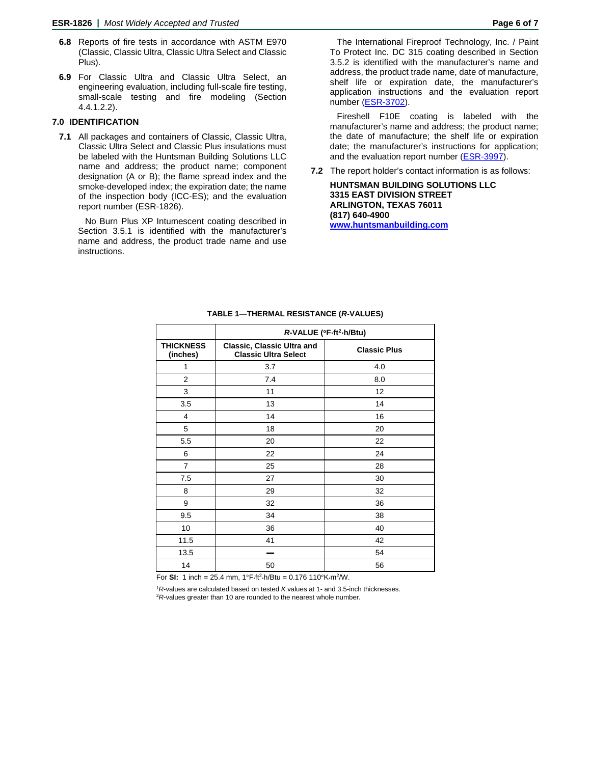**6.8** Reports of fire tests in accordance with ASTM E970 (Classic, Classic Ultra, Classic Ultra Select and Classic Plus).

**6.9** For Classic Ultra and Classic Ultra Select, an engineering evaluation, including full-scale fire testing, small-scale testing and fire modeling (Section 4.4.1.2.2).

## 7.0 IDENTIFICATION

**7.1** All packages and containers of Classic, Classic Ultra, Classic Ultra Select and Classic Plus insulations must be labeled with the Huntsman Building Solutions LLC name and address; the product name; component designation (A or B); the flame spread index and the smoke-developed index; the expiration date; the name of the inspection body (ICC-ES); and the evaluation report number (ESR-1826).

No Burn Plus XP Intumescent coating described in Section 3.5.1 is identified with the manufacturer's name and address, the product trade name and use instructions.

The International Fireproof Technology, Inc. / Paint To Protect Inc. DC 315 coating described in Section 3.5.2 is identified with the manufacturer's name and address, the product trade name, date of manufacture, shelf life or expiration date, the manufacturer's application instructions and the evaluation report number (ESR-3702).

Fireshell F10E coating is labeled with the manufacturer's name and address; the product name; the date of manufacture; the shelf life or expiration date; the manufacturer's instructions for application; and the evaluation report number (ESR-3997).

**7.2** The report holder's contact information is as follows:

**HUNTSMAN BUILDING SOLUTIONS LLC**
**3315 EAST DIVISION STREET**
**ARLINGTON, TEXAS 76011**
**(817) 640-4900**
**www.huntsmanbuilding.com**

**TABLE 1—THERMAL RESISTANCE (*R*-VALUES)**

| | ***R*-VALUE (°F·ft²·h/Btu)** | |
|---|---|---|
| **THICKNESS (inches)** | **Classic, Classic Ultra and Classic Ultra Select** | **Classic Plus** |
| 1 | 3.7 | 4.0 |
| 2 | 7.4 | 8.0 |
| 3 | 11 | 12 |
| 3.5 | 13 | 14 |
| 4 | 14 | 16 |
| 5 | 18 | 20 |
| 5.5 | 20 | 22 |
| 6 | 22 | 24 |
| 7 | 25 | 28 |
| 7.5 | 27 | 30 |
| 8 | 29 | 32 |
| 9 | 32 | 36 |
| 9.5 | 34 | 38 |
| 10 | 36 | 40 |
| 11.5 | 41 | 42 |
| 13.5 | — | 54 |
| 14 | 50 | 56 |

For **SI:** 1 inch = 25.4 mm, 1°F·ft²·h/Btu = 0.176 110°K·m²/W.

[1]*R*-values are calculated based on tested *K* values at 1- and 3.5-inch thicknesses.
[2]*R*-values greater than 10 are rounded to the nearest whole number.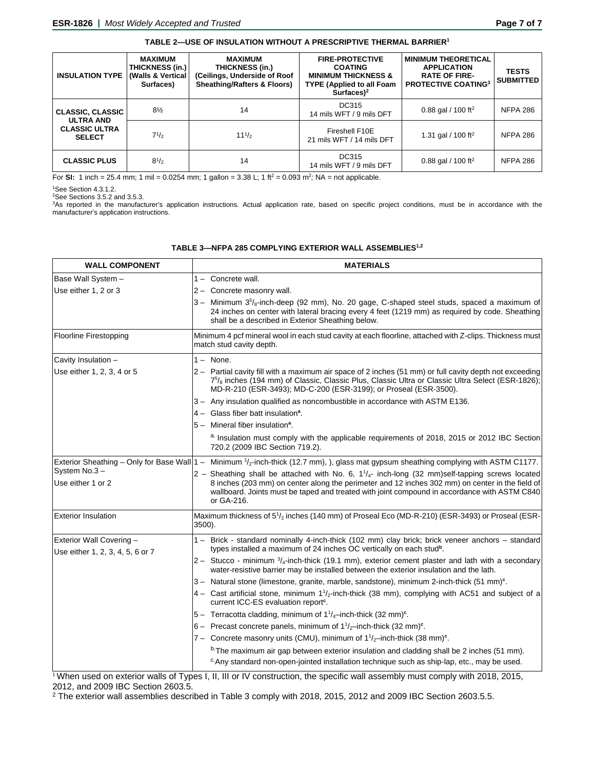**TABLE 2—USE OF INSULATION WITHOUT A PRESCRIPTIVE THERMAL BARRIER[1]**

| INSULATION TYPE | MAXIMUM THICKNESS (in.) (Walls & Vertical Surfaces) | MAXIMUM THICKNESS (in.) (Ceilings, Underside of Roof Sheathing/Rafters & Floors) | FIRE-PROTECTIVE COATING MINIMUM THICKNESS & TYPE (Applied to all Foam Surfaces)[2] | MINIMUM THEORETICAL APPLICATION RATE OF FIRE-PROTECTIVE COATING[3] | TESTS SUBMITTED |
|---|---|---|---|---|---|
| CLASSIC, CLASSIC ULTRA AND CLASSIC ULTRA SELECT | 8½ | 14 | DC315 14 mils WFT / 9 mils DFT | 0.88 gal / 100 ft² | NFPA 286 |
| | 7½ | 11½ | Fireshell F10E 21 mils WFT / 14 mils DFT | 1.31 gal / 100 ft² | NFPA 286 |
| CLASSIC PLUS | 8½ | 14 | DC315 14 mils WFT / 9 mils DFT | 0.88 gal / 100 ft² | NFPA 286 |

For **SI:** 1 inch = 25.4 mm; 1 mil = 0.0254 mm; 1 gallon = 3.38 L; 1 ft² = 0.093 m²; NA = not applicable.

[1]See Section 4.3.1.2.
[2]See Sections 3.5.2 and 3.5.3.
[3]As reported in the manufacturer's application instructions. Actual application rate, based on specific project conditions, must be in accordance with the manufacturer's application instructions.

**TABLE 3—NFPA 285 COMPLYING EXTERIOR WALL ASSEMBLIES[1,2]**

| WALL COMPONENT | MATERIALS |
|---|---|
| Base Wall System – Use either 1, 2 or 3 | 1 – Concrete wall.<br>2 – Concrete masonry wall.<br>3 – Minimum 3⅝-inch-deep (92 mm), No. 20 gage, C-shaped steel studs, spaced a maximum of 24 inches on center with lateral bracing every 4 feet (1219 mm) as required by code. Sheathing shall be a described in Exterior Sheathing below. |
| Floorline Firestopping | Minimum 4 pcf mineral wool in each stud cavity at each floorline, attached with Z-clips. Thickness must match stud cavity depth. |
| Cavity Insulation – Use either 1, 2, 3, 4 or 5 | 1 – None.<br>2 – Partial cavity fill with a maximum air space of 2 inches (51 mm) or full cavity depth not exceeding 7⅝ inches (194 mm) of Classic, Classic Plus, Classic Ultra or Classic Ultra Select (ESR-1826); MD-R-210 (ESR-3493); MD-C-200 (ESR-3199); or Proseal (ESR-3500).<br>3 – Any insulation qualified as noncombustible in accordance with ASTM E136.<br>4 – Glass fiber batt insulation[a].<br>5 – Mineral fiber insulation[a].<br>[a.] Insulation must comply with the applicable requirements of 2018, 2015 or 2012 IBC Section 720.2 (2009 IBC Section 719.2). |
| Exterior Sheathing – Only for Base Wall System No.3 – Use either 1 or 2 | 1 – Minimum ½-inch-thick (12.7 mm), ), glass mat gypsum sheathing complying with ASTM C1177.<br>2 – Sheathing shall be attached with No. 6, 1¼- inch-long (32 mm)self-tapping screws located 8 inches (203 mm) on center along the perimeter and 12 inches 302 mm) on center in the field of wallboard. Joints must be taped and treated with joint compound in accordance with ASTM C840 or GA-216. |
| Exterior Insulation | Maximum thickness of 5½ inches (140 mm) of Proseal Eco (MD-R-210) (ESR-3493) or Proseal (ESR-3500). |
| Exterior Wall Covering – Use either 1, 2, 3, 4, 5, 6 or 7 | 1 – Brick - standard nominally 4-inch-thick (102 mm) clay brick; brick veneer anchors – standard types installed a maximum of 24 inches OC vertically on each stud[b].<br>2 – Stucco - minimum ¾-inch-thick (19.1 mm), exterior cement plaster and lath with a secondary water-resistive barrier may be installed between the exterior insulation and the lath.<br>3 – Natural stone (limestone, granite, marble, sandstone), minimum 2-inch-thick (51 mm)[c].<br>4 – Cast artificial stone, minimum 1½-inch-thick (38 mm), complying with AC51 and subject of a current ICC-ES evaluation report[c].<br>5 – Terracotta cladding, minimum of 1¼–inch-thick (32 mm)[c].<br>6 – Precast concrete panels, minimum of 1½–inch-thick (32 mm)[c].<br>7 – Concrete masonry units (CMU), minimum of 1½–inch-thick (38 mm)[c].<br>[b.] The maximum air gap between exterior insulation and cladding shall be 2 inches (51 mm).<br>[c.] Any standard non-open-jointed installation technique such as ship-lap, etc., may be used. |

[1] When used on exterior walls of Types I, II, III or IV construction, the specific wall assembly must comply with 2018, 2015, 2012, and 2009 IBC Section 2603.5.
[2] The exterior wall assemblies described in Table 3 comply with 2018, 2015, 2012 and 2009 IBC Section 2603.5.5.